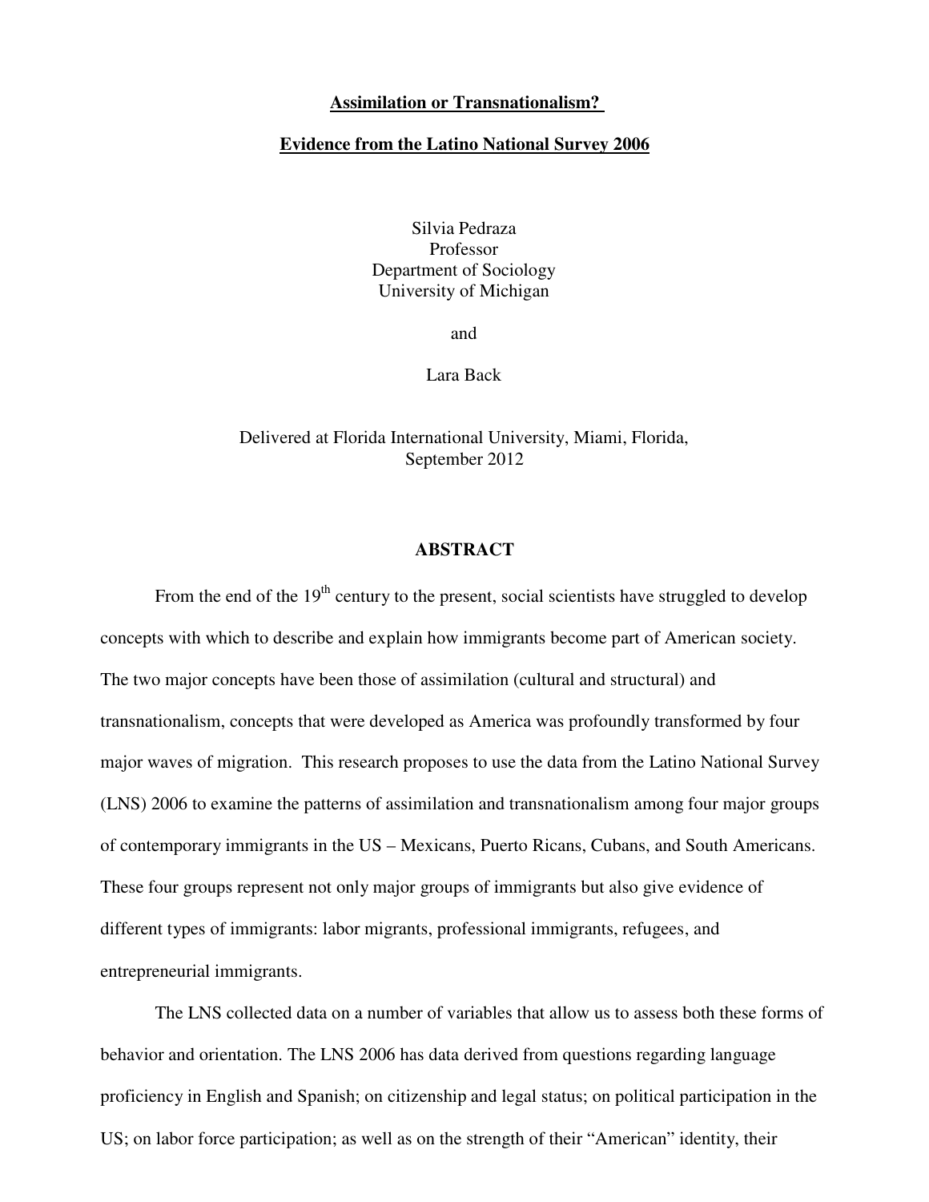# Assimilation or Transnationalism?

## Evidence from the Latino National Survey 2006

Silvia Pedraza  
Professor  
Department of Sociology  
University of Michigan

and

Lara Back

Delivered at Florida International University, Miami, Florida,  
September 2012

### ABSTRACT

From the end of the 19th century to the present, social scientists have struggled to develop concepts with which to describe and explain how immigrants become part of American society. The two major concepts have been those of assimilation (cultural and structural) and transnationalism, concepts that were developed as America was profoundly transformed by four major waves of migration. This research proposes to use the data from the Latino National Survey (LNS) 2006 to examine the patterns of assimilation and transnationalism among four major groups of contemporary immigrants in the US – Mexicans, Puerto Ricans, Cubans, and South Americans. These four groups represent not only major groups of immigrants but also give evidence of different types of immigrants: labor migrants, professional immigrants, refugees, and entrepreneurial immigrants.

The LNS collected data on a number of variables that allow us to assess both these forms of behavior and orientation. The LNS 2006 has data derived from questions regarding language proficiency in English and Spanish; on citizenship and legal status; on political participation in the US; on labor force participation; as well as on the strength of their "American" identity, their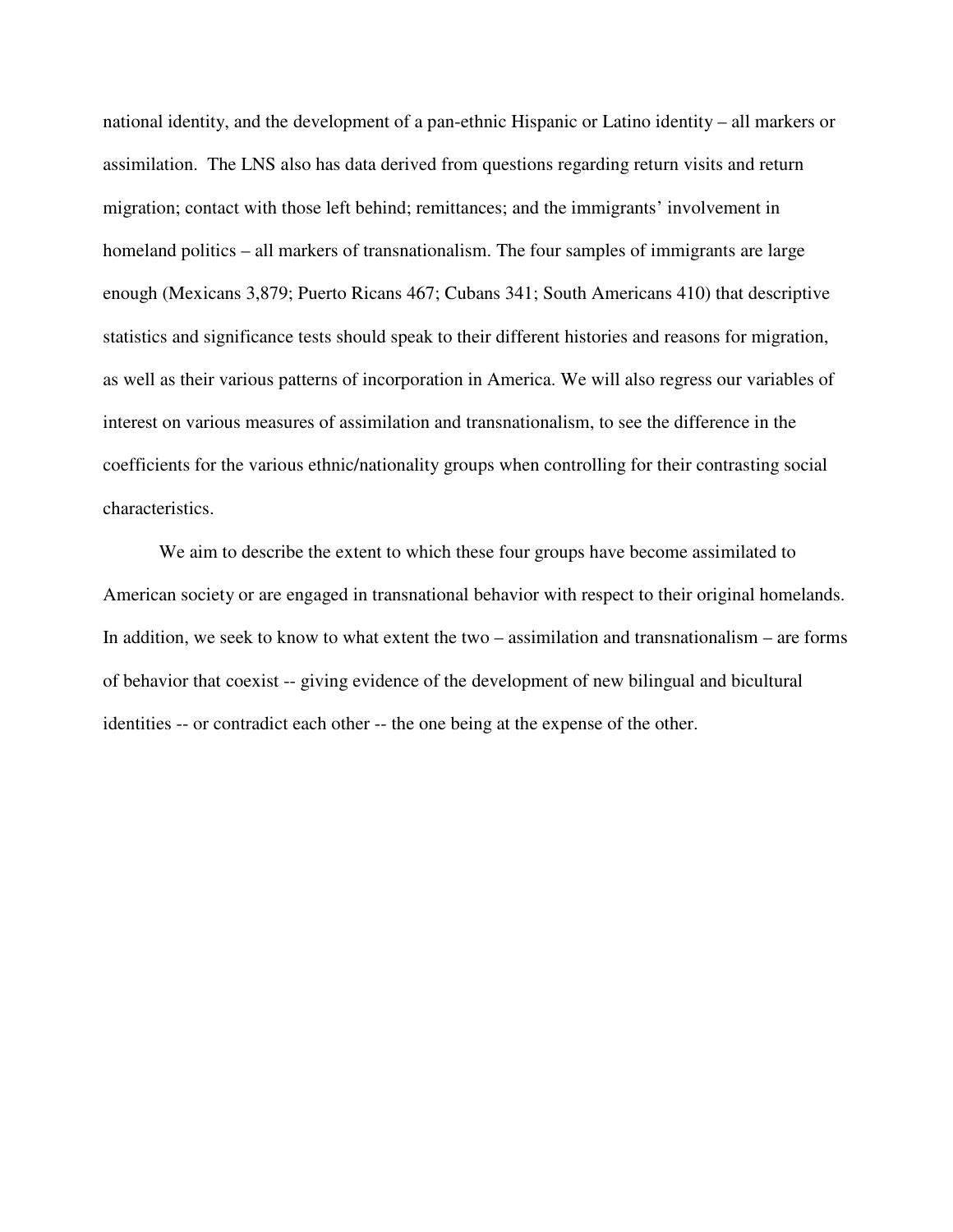national identity, and the development of a pan-ethnic Hispanic or Latino identity – all markers or assimilation. The LNS also has data derived from questions regarding return visits and return migration; contact with those left behind; remittances; and the immigrants' involvement in homeland politics – all markers of transnationalism. The four samples of immigrants are large enough (Mexicans 3,879; Puerto Ricans 467; Cubans 341; South Americans 410) that descriptive statistics and significance tests should speak to their different histories and reasons for migration, as well as their various patterns of incorporation in America. We will also regress our variables of interest on various measures of assimilation and transnationalism, to see the difference in the coefficients for the various ethnic/nationality groups when controlling for their contrasting social characteristics.

We aim to describe the extent to which these four groups have become assimilated to American society or are engaged in transnational behavior with respect to their original homelands. In addition, we seek to know to what extent the two – assimilation and transnationalism – are forms of behavior that coexist -- giving evidence of the development of new bilingual and bicultural identities -- or contradict each other -- the one being at the expense of the other.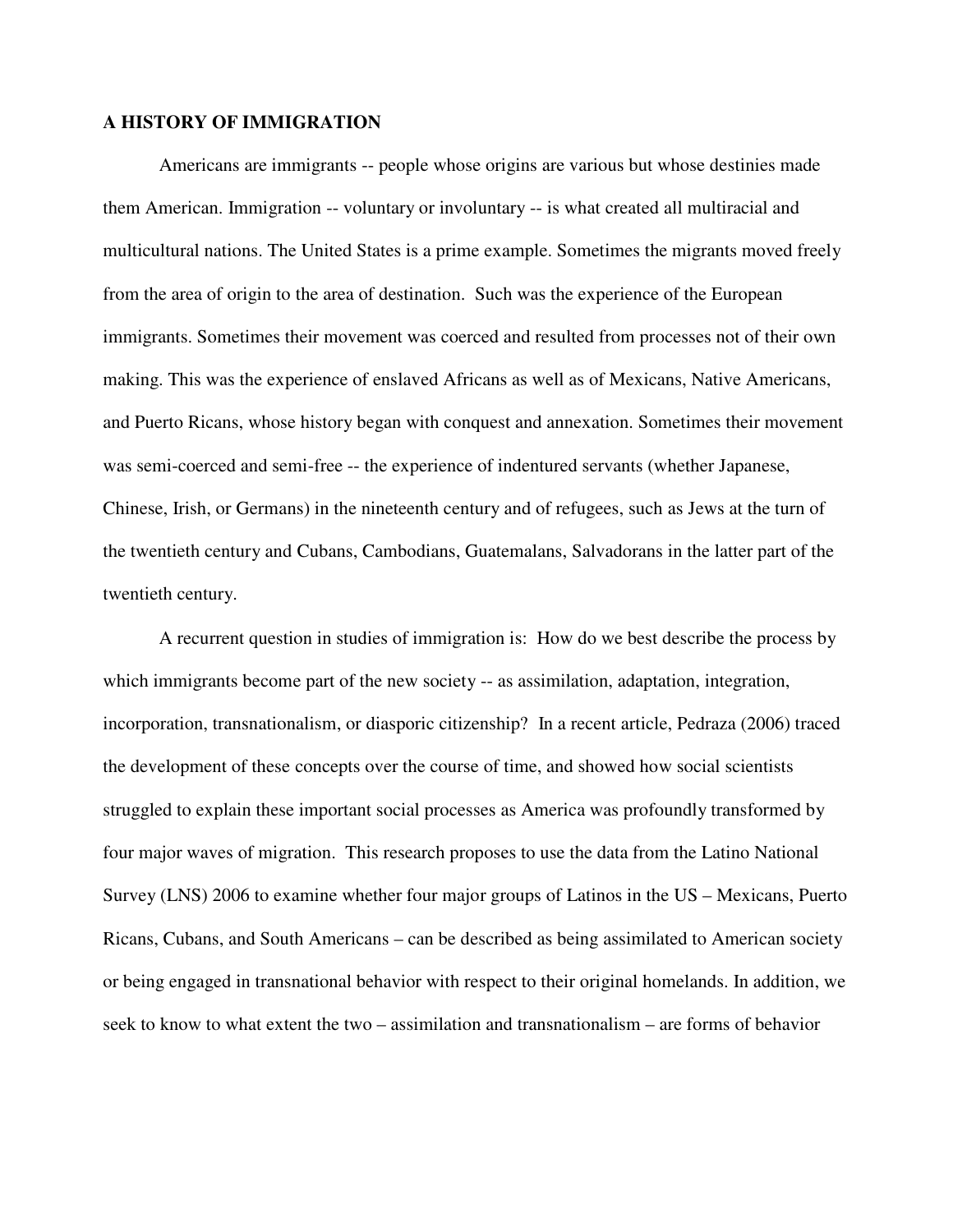**A HISTORY OF IMMIGRATION**

Americans are immigrants -- people whose origins are various but whose destinies made them American. Immigration -- voluntary or involuntary -- is what created all multiracial and multicultural nations. The United States is a prime example. Sometimes the migrants moved freely from the area of origin to the area of destination. Such was the experience of the European immigrants. Sometimes their movement was coerced and resulted from processes not of their own making. This was the experience of enslaved Africans as well as of Mexicans, Native Americans, and Puerto Ricans, whose history began with conquest and annexation. Sometimes their movement was semi-coerced and semi-free -- the experience of indentured servants (whether Japanese, Chinese, Irish, or Germans) in the nineteenth century and of refugees, such as Jews at the turn of the twentieth century and Cubans, Cambodians, Guatemalans, Salvadorans in the latter part of the twentieth century.

A recurrent question in studies of immigration is: How do we best describe the process by which immigrants become part of the new society -- as assimilation, adaptation, integration, incorporation, transnationalism, or diasporic citizenship? In a recent article, Pedraza (2006) traced the development of these concepts over the course of time, and showed how social scientists struggled to explain these important social processes as America was profoundly transformed by four major waves of migration. This research proposes to use the data from the Latino National Survey (LNS) 2006 to examine whether four major groups of Latinos in the US – Mexicans, Puerto Ricans, Cubans, and South Americans – can be described as being assimilated to American society or being engaged in transnational behavior with respect to their original homelands. In addition, we seek to know to what extent the two – assimilation and transnationalism – are forms of behavior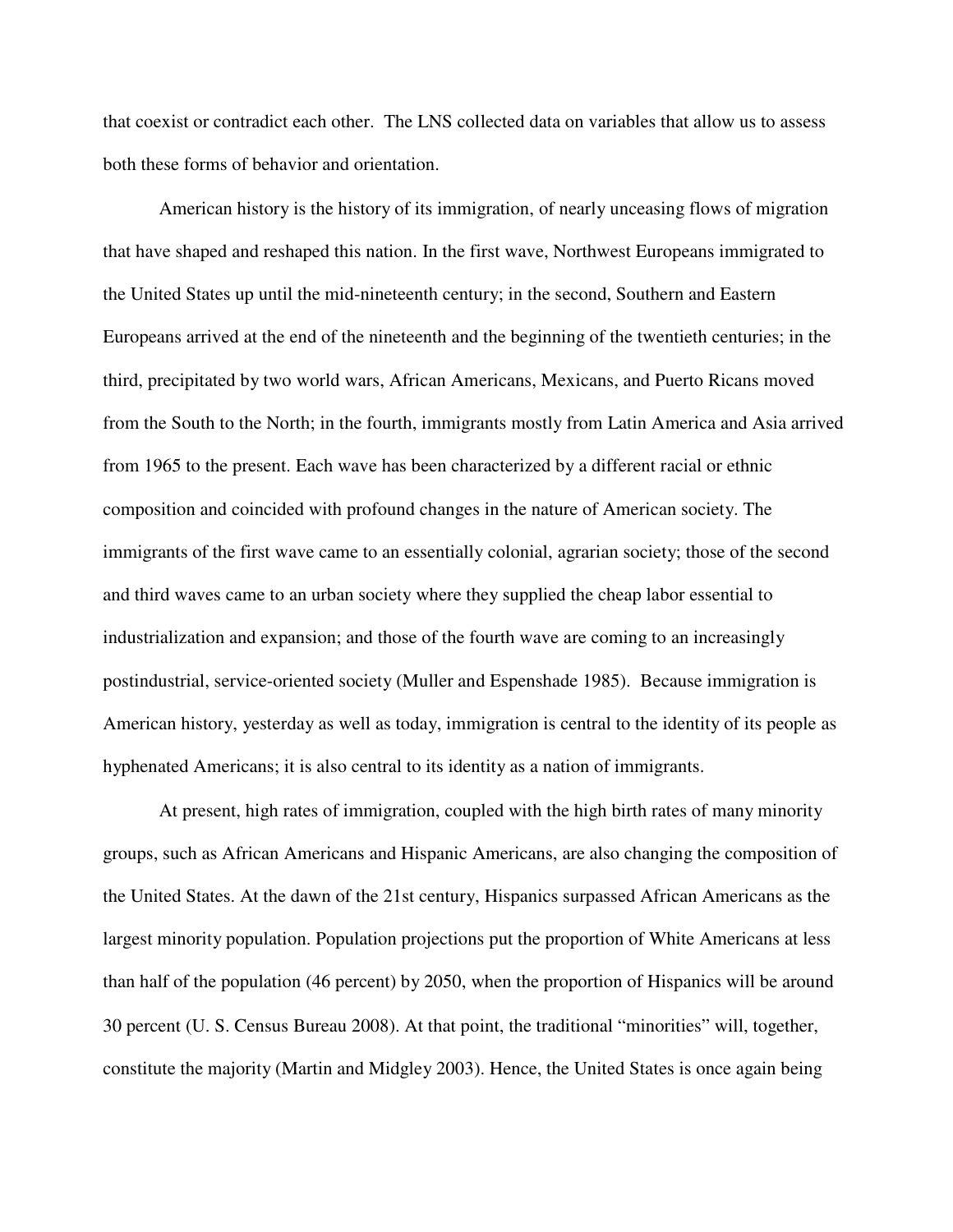that coexist or contradict each other. The LNS collected data on variables that allow us to assess both these forms of behavior and orientation.

American history is the history of its immigration, of nearly unceasing flows of migration that have shaped and reshaped this nation. In the first wave, Northwest Europeans immigrated to the United States up until the mid-nineteenth century; in the second, Southern and Eastern Europeans arrived at the end of the nineteenth and the beginning of the twentieth centuries; in the third, precipitated by two world wars, African Americans, Mexicans, and Puerto Ricans moved from the South to the North; in the fourth, immigrants mostly from Latin America and Asia arrived from 1965 to the present. Each wave has been characterized by a different racial or ethnic composition and coincided with profound changes in the nature of American society. The immigrants of the first wave came to an essentially colonial, agrarian society; those of the second and third waves came to an urban society where they supplied the cheap labor essential to industrialization and expansion; and those of the fourth wave are coming to an increasingly postindustrial, service-oriented society (Muller and Espenshade 1985). Because immigration is American history, yesterday as well as today, immigration is central to the identity of its people as hyphenated Americans; it is also central to its identity as a nation of immigrants.

At present, high rates of immigration, coupled with the high birth rates of many minority groups, such as African Americans and Hispanic Americans, are also changing the composition of the United States. At the dawn of the 21st century, Hispanics surpassed African Americans as the largest minority population. Population projections put the proportion of White Americans at less than half of the population (46 percent) by 2050, when the proportion of Hispanics will be around 30 percent (U. S. Census Bureau 2008). At that point, the traditional "minorities" will, together, constitute the majority (Martin and Midgley 2003). Hence, the United States is once again being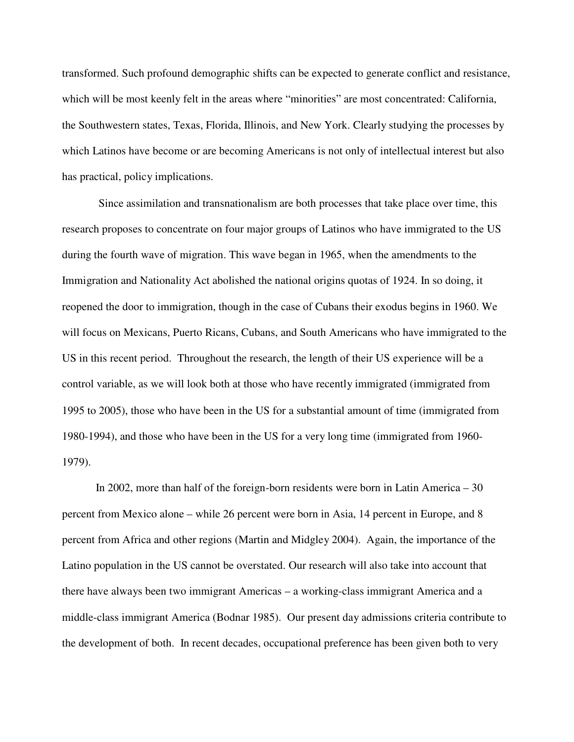transformed. Such profound demographic shifts can be expected to generate conflict and resistance, which will be most keenly felt in the areas where "minorities" are most concentrated: California, the Southwestern states, Texas, Florida, Illinois, and New York. Clearly studying the processes by which Latinos have become or are becoming Americans is not only of intellectual interest but also has practical, policy implications.

Since assimilation and transnationalism are both processes that take place over time, this research proposes to concentrate on four major groups of Latinos who have immigrated to the US during the fourth wave of migration. This wave began in 1965, when the amendments to the Immigration and Nationality Act abolished the national origins quotas of 1924. In so doing, it reopened the door to immigration, though in the case of Cubans their exodus begins in 1960. We will focus on Mexicans, Puerto Ricans, Cubans, and South Americans who have immigrated to the US in this recent period. Throughout the research, the length of their US experience will be a control variable, as we will look both at those who have recently immigrated (immigrated from 1995 to 2005), those who have been in the US for a substantial amount of time (immigrated from 1980-1994), and those who have been in the US for a very long time (immigrated from 1960-1979).

In 2002, more than half of the foreign-born residents were born in Latin America – 30 percent from Mexico alone – while 26 percent were born in Asia, 14 percent in Europe, and 8 percent from Africa and other regions (Martin and Midgley 2004). Again, the importance of the Latino population in the US cannot be overstated. Our research will also take into account that there have always been two immigrant Americas – a working-class immigrant America and a middle-class immigrant America (Bodnar 1985). Our present day admissions criteria contribute to the development of both. In recent decades, occupational preference has been given both to very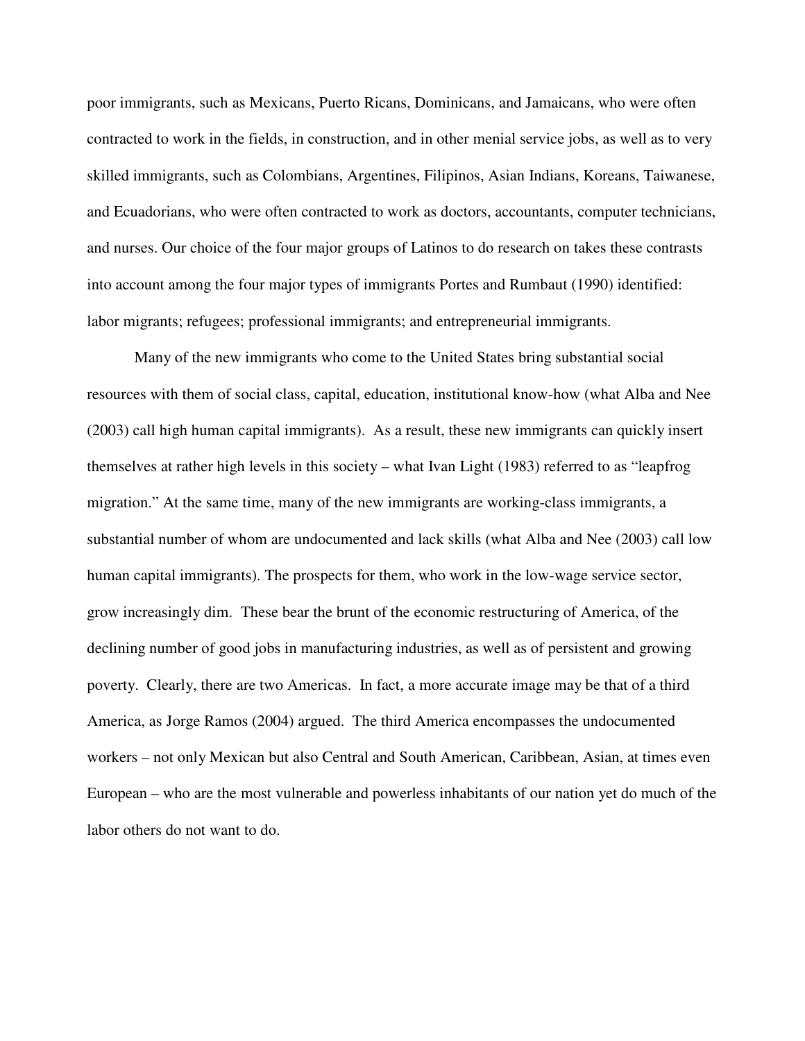poor immigrants, such as Mexicans, Puerto Ricans, Dominicans, and Jamaicans, who were often contracted to work in the fields, in construction, and in other menial service jobs, as well as to very skilled immigrants, such as Colombians, Argentines, Filipinos, Asian Indians, Koreans, Taiwanese, and Ecuadorians, who were often contracted to work as doctors, accountants, computer technicians, and nurses. Our choice of the four major groups of Latinos to do research on takes these contrasts into account among the four major types of immigrants Portes and Rumbaut (1990) identified: labor migrants; refugees; professional immigrants; and entrepreneurial immigrants.

Many of the new immigrants who come to the United States bring substantial social resources with them of social class, capital, education, institutional know-how (what Alba and Nee (2003) call high human capital immigrants). As a result, these new immigrants can quickly insert themselves at rather high levels in this society – what Ivan Light (1983) referred to as "leapfrog migration." At the same time, many of the new immigrants are working-class immigrants, a substantial number of whom are undocumented and lack skills (what Alba and Nee (2003) call low human capital immigrants). The prospects for them, who work in the low-wage service sector, grow increasingly dim. These bear the brunt of the economic restructuring of America, of the declining number of good jobs in manufacturing industries, as well as of persistent and growing poverty. Clearly, there are two Americas. In fact, a more accurate image may be that of a third America, as Jorge Ramos (2004) argued. The third America encompasses the undocumented workers – not only Mexican but also Central and South American, Caribbean, Asian, at times even European – who are the most vulnerable and powerless inhabitants of our nation yet do much of the labor others do not want to do.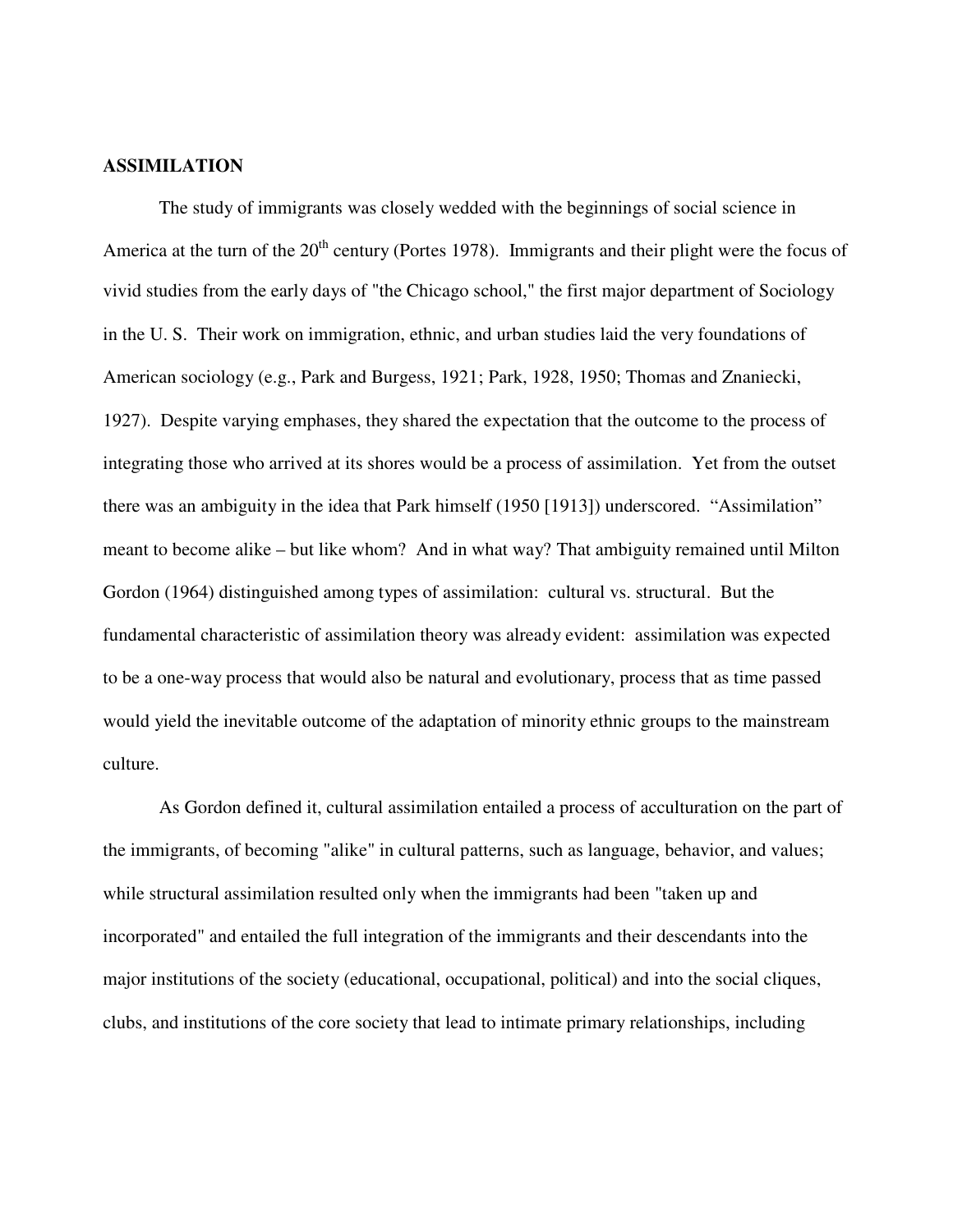**ASSIMILATION**

The study of immigrants was closely wedded with the beginnings of social science in America at the turn of the 20th century (Portes 1978). Immigrants and their plight were the focus of vivid studies from the early days of "the Chicago school," the first major department of Sociology in the U. S. Their work on immigration, ethnic, and urban studies laid the very foundations of American sociology (e.g., Park and Burgess, 1921; Park, 1928, 1950; Thomas and Znaniecki, 1927). Despite varying emphases, they shared the expectation that the outcome to the process of integrating those who arrived at its shores would be a process of assimilation. Yet from the outset there was an ambiguity in the idea that Park himself (1950 [1913]) underscored. "Assimilation" meant to become alike – but like whom? And in what way? That ambiguity remained until Milton Gordon (1964) distinguished among types of assimilation: cultural vs. structural. But the fundamental characteristic of assimilation theory was already evident: assimilation was expected to be a one-way process that would also be natural and evolutionary, process that as time passed would yield the inevitable outcome of the adaptation of minority ethnic groups to the mainstream culture.

As Gordon defined it, cultural assimilation entailed a process of acculturation on the part of the immigrants, of becoming "alike" in cultural patterns, such as language, behavior, and values; while structural assimilation resulted only when the immigrants had been "taken up and incorporated" and entailed the full integration of the immigrants and their descendants into the major institutions of the society (educational, occupational, political) and into the social cliques, clubs, and institutions of the core society that lead to intimate primary relationships, including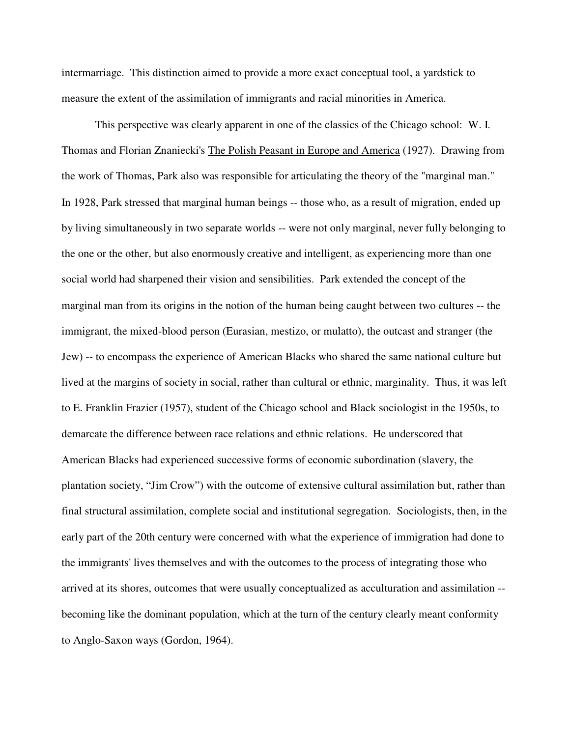intermarriage. This distinction aimed to provide a more exact conceptual tool, a yardstick to measure the extent of the assimilation of immigrants and racial minorities in America.

This perspective was clearly apparent in one of the classics of the Chicago school: W. I. Thomas and Florian Znaniecki's The Polish Peasant in Europe and America (1927). Drawing from the work of Thomas, Park also was responsible for articulating the theory of the "marginal man." In 1928, Park stressed that marginal human beings -- those who, as a result of migration, ended up by living simultaneously in two separate worlds -- were not only marginal, never fully belonging to the one or the other, but also enormously creative and intelligent, as experiencing more than one social world had sharpened their vision and sensibilities. Park extended the concept of the marginal man from its origins in the notion of the human being caught between two cultures -- the immigrant, the mixed-blood person (Eurasian, mestizo, or mulatto), the outcast and stranger (the Jew) -- to encompass the experience of American Blacks who shared the same national culture but lived at the margins of society in social, rather than cultural or ethnic, marginality. Thus, it was left to E. Franklin Frazier (1957), student of the Chicago school and Black sociologist in the 1950s, to demarcate the difference between race relations and ethnic relations. He underscored that American Blacks had experienced successive forms of economic subordination (slavery, the plantation society, "Jim Crow") with the outcome of extensive cultural assimilation but, rather than final structural assimilation, complete social and institutional segregation. Sociologists, then, in the early part of the 20th century were concerned with what the experience of immigration had done to the immigrants' lives themselves and with the outcomes to the process of integrating those who arrived at its shores, outcomes that were usually conceptualized as acculturation and assimilation -- becoming like the dominant population, which at the turn of the century clearly meant conformity to Anglo-Saxon ways (Gordon, 1964).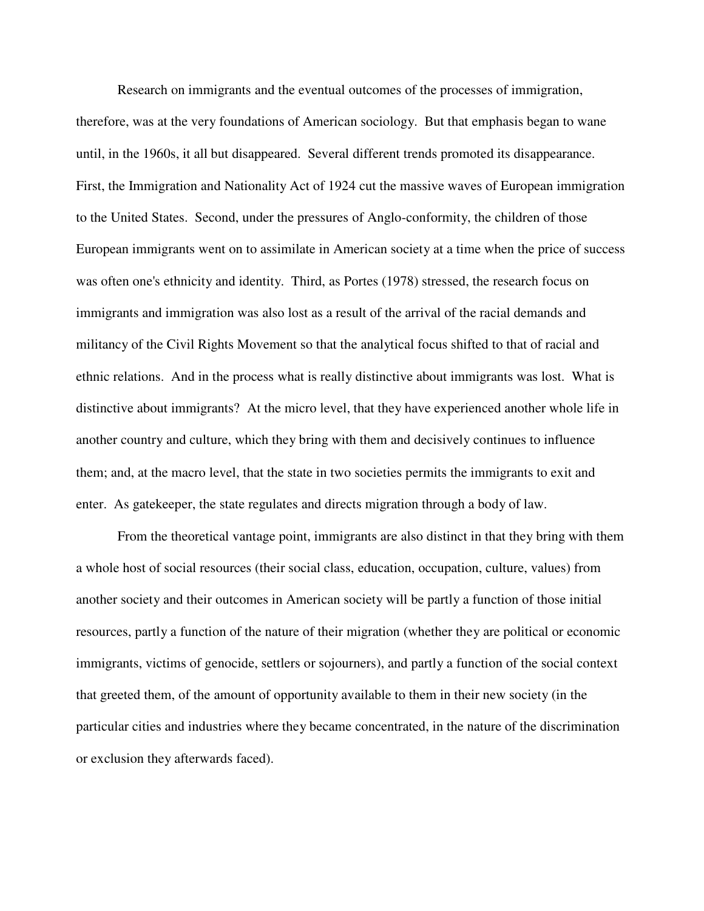Research on immigrants and the eventual outcomes of the processes of immigration, therefore, was at the very foundations of American sociology. But that emphasis began to wane until, in the 1960s, it all but disappeared. Several different trends promoted its disappearance. First, the Immigration and Nationality Act of 1924 cut the massive waves of European immigration to the United States. Second, under the pressures of Anglo-conformity, the children of those European immigrants went on to assimilate in American society at a time when the price of success was often one's ethnicity and identity. Third, as Portes (1978) stressed, the research focus on immigrants and immigration was also lost as a result of the arrival of the racial demands and militancy of the Civil Rights Movement so that the analytical focus shifted to that of racial and ethnic relations. And in the process what is really distinctive about immigrants was lost. What is distinctive about immigrants? At the micro level, that they have experienced another whole life in another country and culture, which they bring with them and decisively continues to influence them; and, at the macro level, that the state in two societies permits the immigrants to exit and enter. As gatekeeper, the state regulates and directs migration through a body of law.

From the theoretical vantage point, immigrants are also distinct in that they bring with them a whole host of social resources (their social class, education, occupation, culture, values) from another society and their outcomes in American society will be partly a function of those initial resources, partly a function of the nature of their migration (whether they are political or economic immigrants, victims of genocide, settlers or sojourners), and partly a function of the social context that greeted them, of the amount of opportunity available to them in their new society (in the particular cities and industries where they became concentrated, in the nature of the discrimination or exclusion they afterwards faced).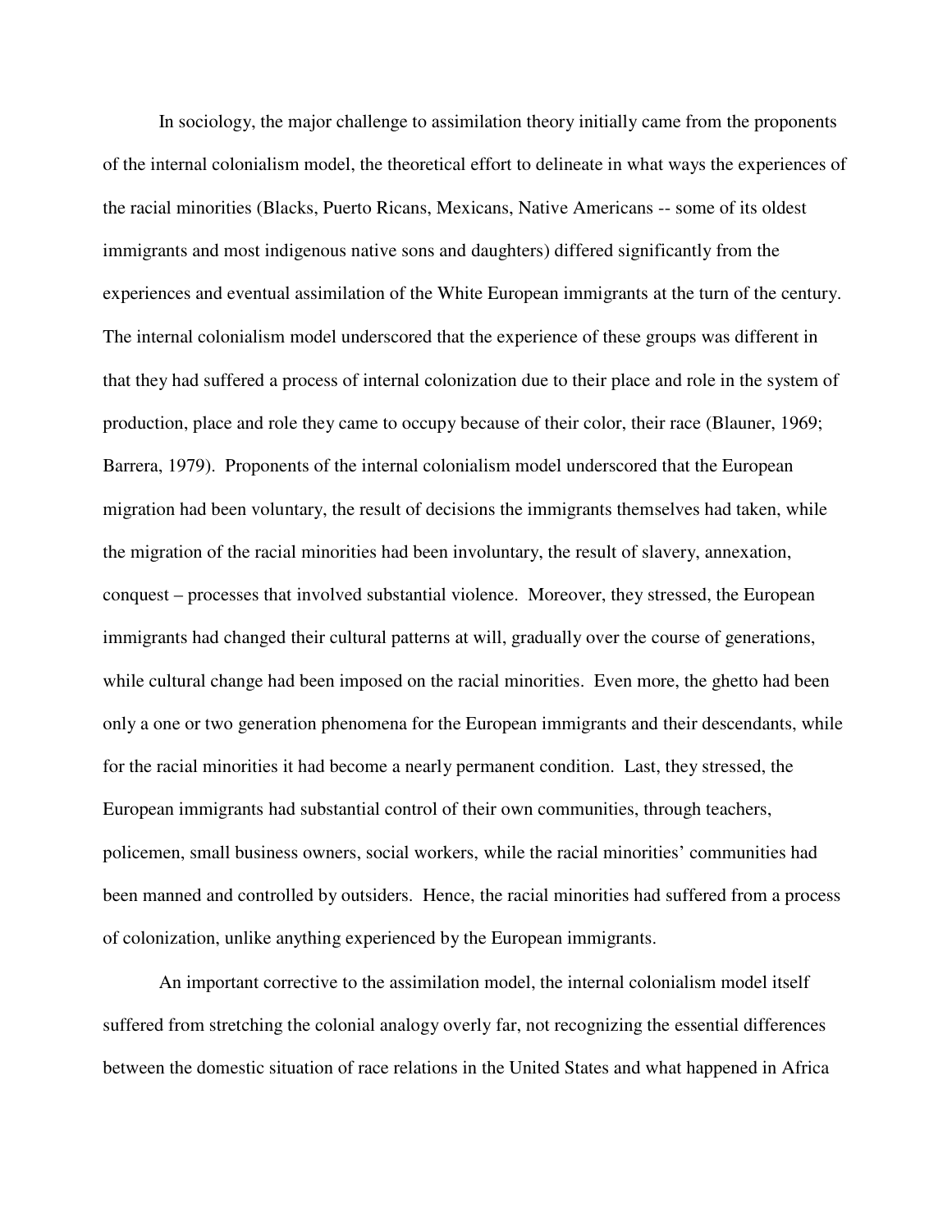In sociology, the major challenge to assimilation theory initially came from the proponents of the internal colonialism model, the theoretical effort to delineate in what ways the experiences of the racial minorities (Blacks, Puerto Ricans, Mexicans, Native Americans -- some of its oldest immigrants and most indigenous native sons and daughters) differed significantly from the experiences and eventual assimilation of the White European immigrants at the turn of the century. The internal colonialism model underscored that the experience of these groups was different in that they had suffered a process of internal colonization due to their place and role in the system of production, place and role they came to occupy because of their color, their race (Blauner, 1969; Barrera, 1979). Proponents of the internal colonialism model underscored that the European migration had been voluntary, the result of decisions the immigrants themselves had taken, while the migration of the racial minorities had been involuntary, the result of slavery, annexation, conquest – processes that involved substantial violence. Moreover, they stressed, the European immigrants had changed their cultural patterns at will, gradually over the course of generations, while cultural change had been imposed on the racial minorities. Even more, the ghetto had been only a one or two generation phenomena for the European immigrants and their descendants, while for the racial minorities it had become a nearly permanent condition. Last, they stressed, the European immigrants had substantial control of their own communities, through teachers, policemen, small business owners, social workers, while the racial minorities' communities had been manned and controlled by outsiders. Hence, the racial minorities had suffered from a process of colonization, unlike anything experienced by the European immigrants.

An important corrective to the assimilation model, the internal colonialism model itself suffered from stretching the colonial analogy overly far, not recognizing the essential differences between the domestic situation of race relations in the United States and what happened in Africa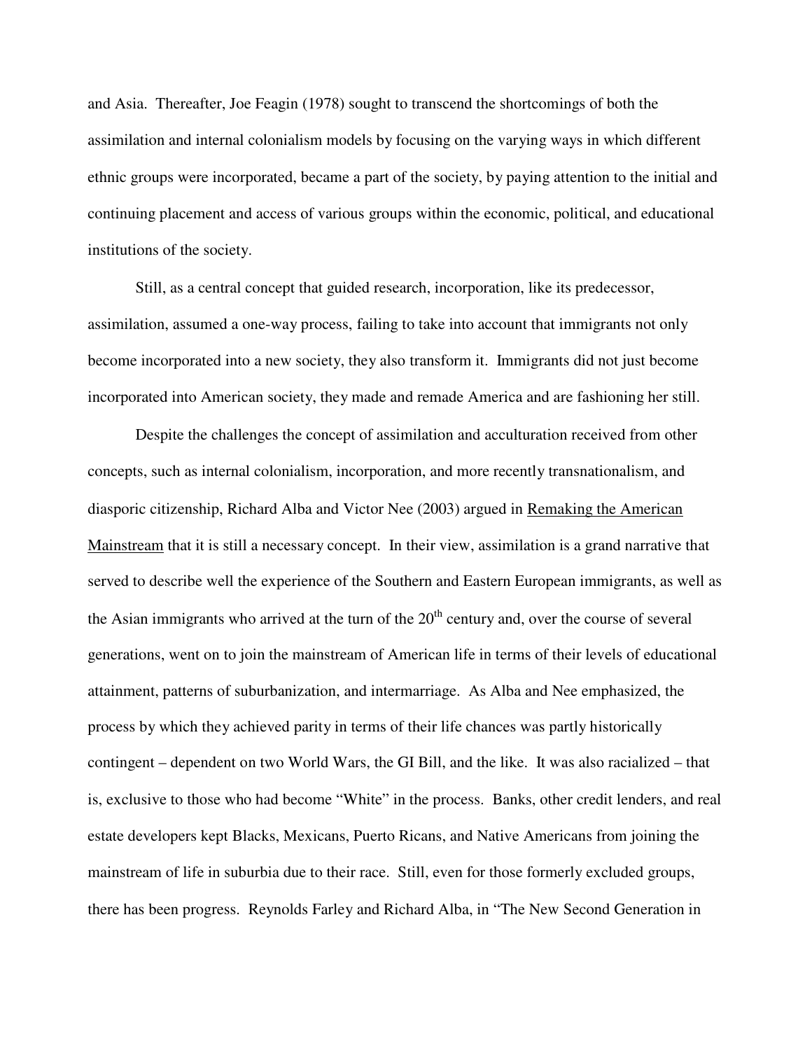and Asia. Thereafter, Joe Feagin (1978) sought to transcend the shortcomings of both the assimilation and internal colonialism models by focusing on the varying ways in which different ethnic groups were incorporated, became a part of the society, by paying attention to the initial and continuing placement and access of various groups within the economic, political, and educational institutions of the society.

Still, as a central concept that guided research, incorporation, like its predecessor, assimilation, assumed a one-way process, failing to take into account that immigrants not only become incorporated into a new society, they also transform it. Immigrants did not just become incorporated into American society, they made and remade America and are fashioning her still.

Despite the challenges the concept of assimilation and acculturation received from other concepts, such as internal colonialism, incorporation, and more recently transnationalism, and diasporic citizenship, Richard Alba and Victor Nee (2003) argued in Remaking the American Mainstream that it is still a necessary concept. In their view, assimilation is a grand narrative that served to describe well the experience of the Southern and Eastern European immigrants, as well as the Asian immigrants who arrived at the turn of the 20th century and, over the course of several generations, went on to join the mainstream of American life in terms of their levels of educational attainment, patterns of suburbanization, and intermarriage. As Alba and Nee emphasized, the process by which they achieved parity in terms of their life chances was partly historically contingent – dependent on two World Wars, the GI Bill, and the like. It was also racialized – that is, exclusive to those who had become "White" in the process. Banks, other credit lenders, and real estate developers kept Blacks, Mexicans, Puerto Ricans, and Native Americans from joining the mainstream of life in suburbia due to their race. Still, even for those formerly excluded groups, there has been progress. Reynolds Farley and Richard Alba, in "The New Second Generation in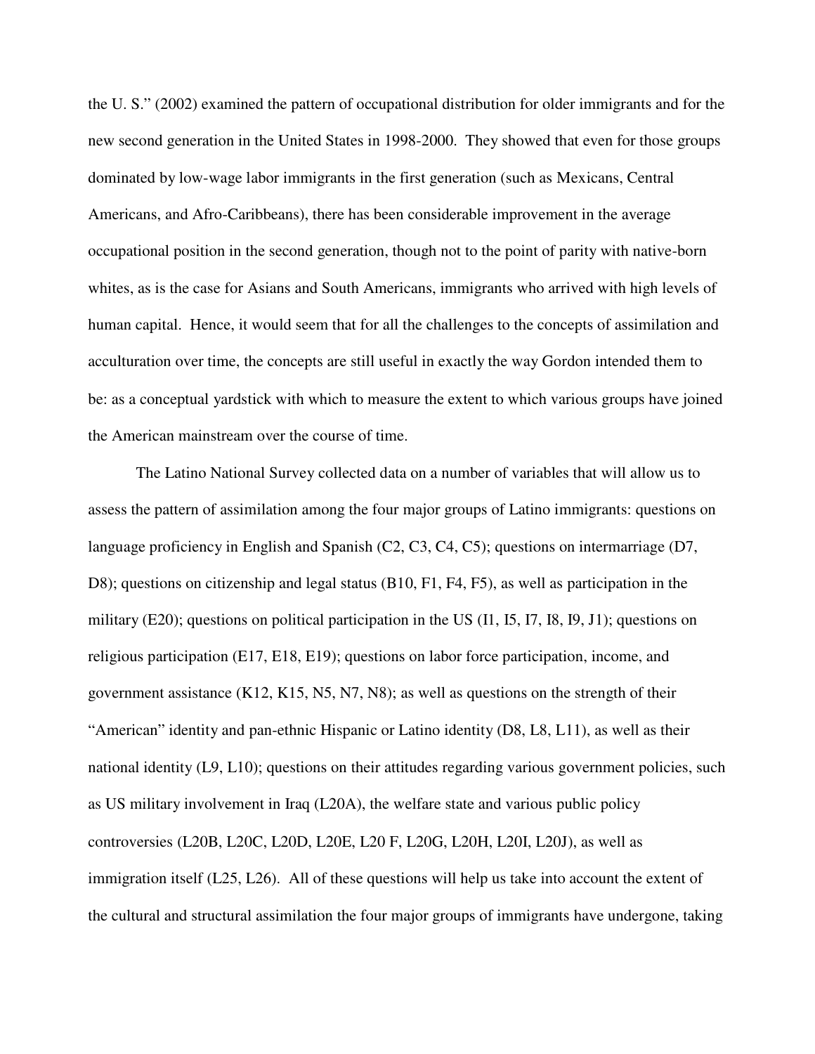the U. S." (2002) examined the pattern of occupational distribution for older immigrants and for the new second generation in the United States in 1998-2000. They showed that even for those groups dominated by low-wage labor immigrants in the first generation (such as Mexicans, Central Americans, and Afro-Caribbeans), there has been considerable improvement in the average occupational position in the second generation, though not to the point of parity with native-born whites, as is the case for Asians and South Americans, immigrants who arrived with high levels of human capital. Hence, it would seem that for all the challenges to the concepts of assimilation and acculturation over time, the concepts are still useful in exactly the way Gordon intended them to be: as a conceptual yardstick with which to measure the extent to which various groups have joined the American mainstream over the course of time.

The Latino National Survey collected data on a number of variables that will allow us to assess the pattern of assimilation among the four major groups of Latino immigrants: questions on language proficiency in English and Spanish (C2, C3, C4, C5); questions on intermarriage (D7, D8); questions on citizenship and legal status (B10, F1, F4, F5), as well as participation in the military (E20); questions on political participation in the US (I1, I5, I7, I8, I9, J1); questions on religious participation (E17, E18, E19); questions on labor force participation, income, and government assistance (K12, K15, N5, N7, N8); as well as questions on the strength of their "American" identity and pan-ethnic Hispanic or Latino identity (D8, L8, L11), as well as their national identity (L9, L10); questions on their attitudes regarding various government policies, such as US military involvement in Iraq (L20A), the welfare state and various public policy controversies (L20B, L20C, L20D, L20E, L20 F, L20G, L20H, L20I, L20J), as well as immigration itself (L25, L26). All of these questions will help us take into account the extent of the cultural and structural assimilation the four major groups of immigrants have undergone, taking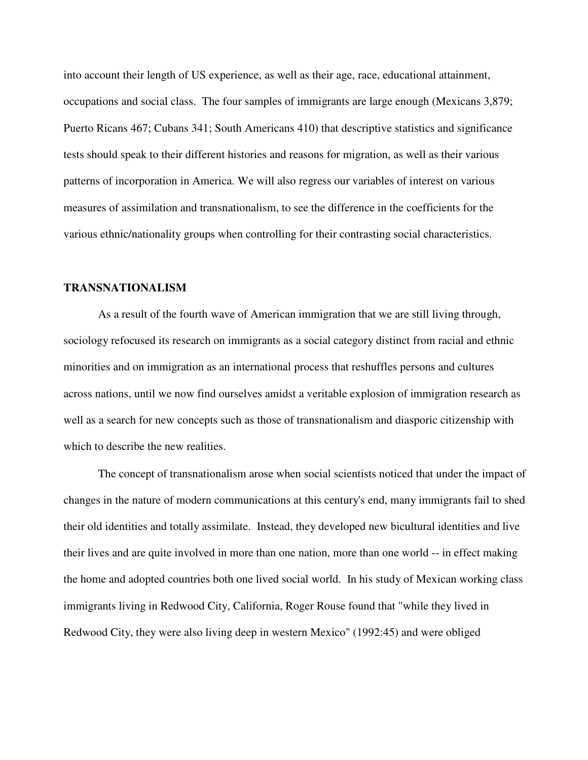into account their length of US experience, as well as their age, race, educational attainment, occupations and social class. The four samples of immigrants are large enough (Mexicans 3,879; Puerto Ricans 467; Cubans 341; South Americans 410) that descriptive statistics and significance tests should speak to their different histories and reasons for migration, as well as their various patterns of incorporation in America. We will also regress our variables of interest on various measures of assimilation and transnationalism, to see the difference in the coefficients for the various ethnic/nationality groups when controlling for their contrasting social characteristics.

## TRANSNATIONALISM

As a result of the fourth wave of American immigration that we are still living through, sociology refocused its research on immigrants as a social category distinct from racial and ethnic minorities and on immigration as an international process that reshuffles persons and cultures across nations, until we now find ourselves amidst a veritable explosion of immigration research as well as a search for new concepts such as those of transnationalism and diasporic citizenship with which to describe the new realities.

The concept of transnationalism arose when social scientists noticed that under the impact of changes in the nature of modern communications at this century's end, many immigrants fail to shed their old identities and totally assimilate. Instead, they developed new bicultural identities and live their lives and are quite involved in more than one nation, more than one world -- in effect making the home and adopted countries both one lived social world. In his study of Mexican working class immigrants living in Redwood City, California, Roger Rouse found that "while they lived in Redwood City, they were also living deep in western Mexico" (1992:45) and were obliged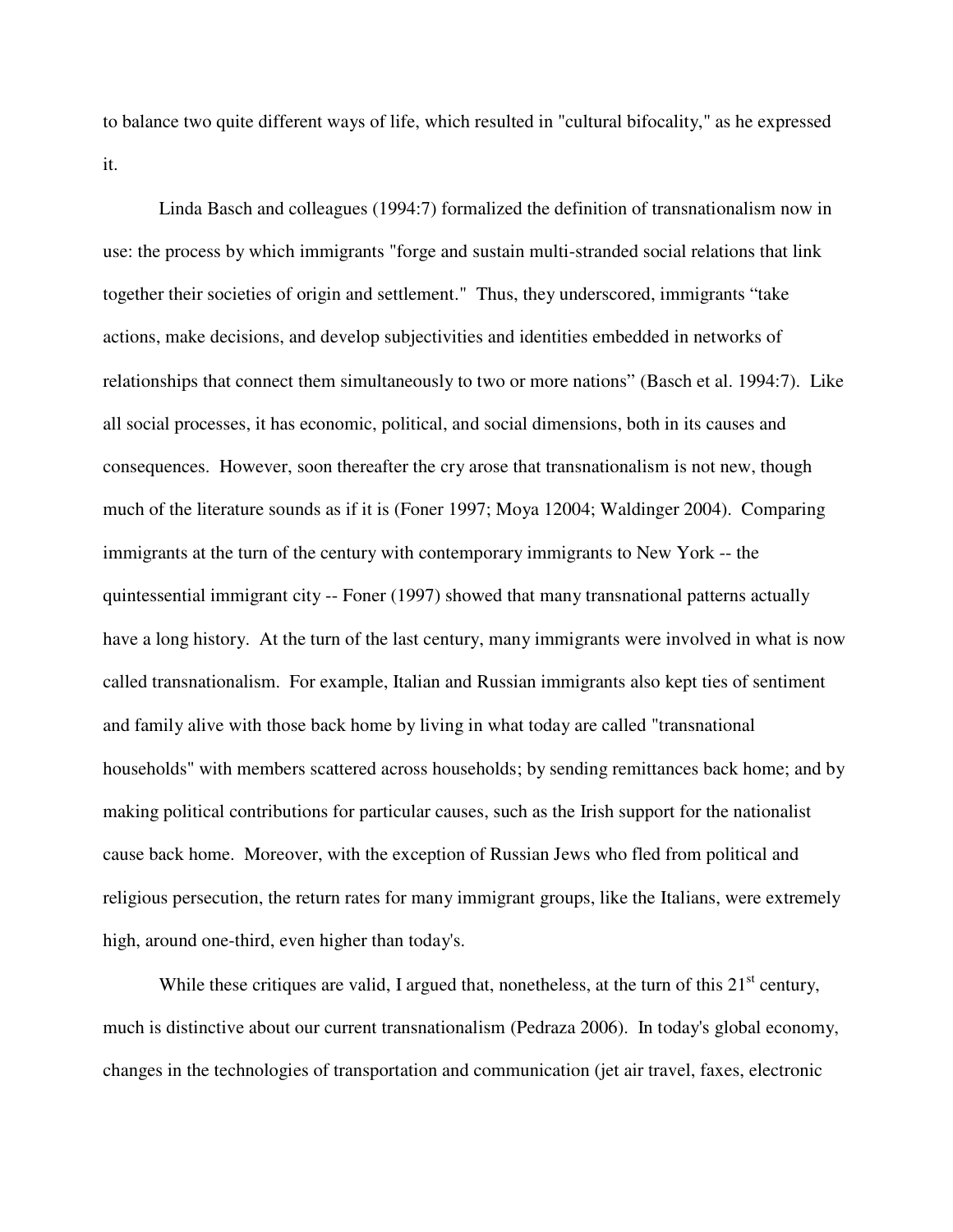to balance two quite different ways of life, which resulted in "cultural bifocality," as he expressed it.

Linda Basch and colleagues (1994:7) formalized the definition of transnationalism now in use: the process by which immigrants "forge and sustain multi-stranded social relations that link together their societies of origin and settlement." Thus, they underscored, immigrants "take actions, make decisions, and develop subjectivities and identities embedded in networks of relationships that connect them simultaneously to two or more nations" (Basch et al. 1994:7). Like all social processes, it has economic, political, and social dimensions, both in its causes and consequences. However, soon thereafter the cry arose that transnationalism is not new, though much of the literature sounds as if it is (Foner 1997; Moya 12004; Waldinger 2004). Comparing immigrants at the turn of the century with contemporary immigrants to New York -- the quintessential immigrant city -- Foner (1997) showed that many transnational patterns actually have a long history. At the turn of the last century, many immigrants were involved in what is now called transnationalism. For example, Italian and Russian immigrants also kept ties of sentiment and family alive with those back home by living in what today are called "transnational households" with members scattered across households; by sending remittances back home; and by making political contributions for particular causes, such as the Irish support for the nationalist cause back home. Moreover, with the exception of Russian Jews who fled from political and religious persecution, the return rates for many immigrant groups, like the Italians, were extremely high, around one-third, even higher than today's.

While these critiques are valid, I argued that, nonetheless, at the turn of this 21st century, much is distinctive about our current transnationalism (Pedraza 2006). In today's global economy, changes in the technologies of transportation and communication (jet air travel, faxes, electronic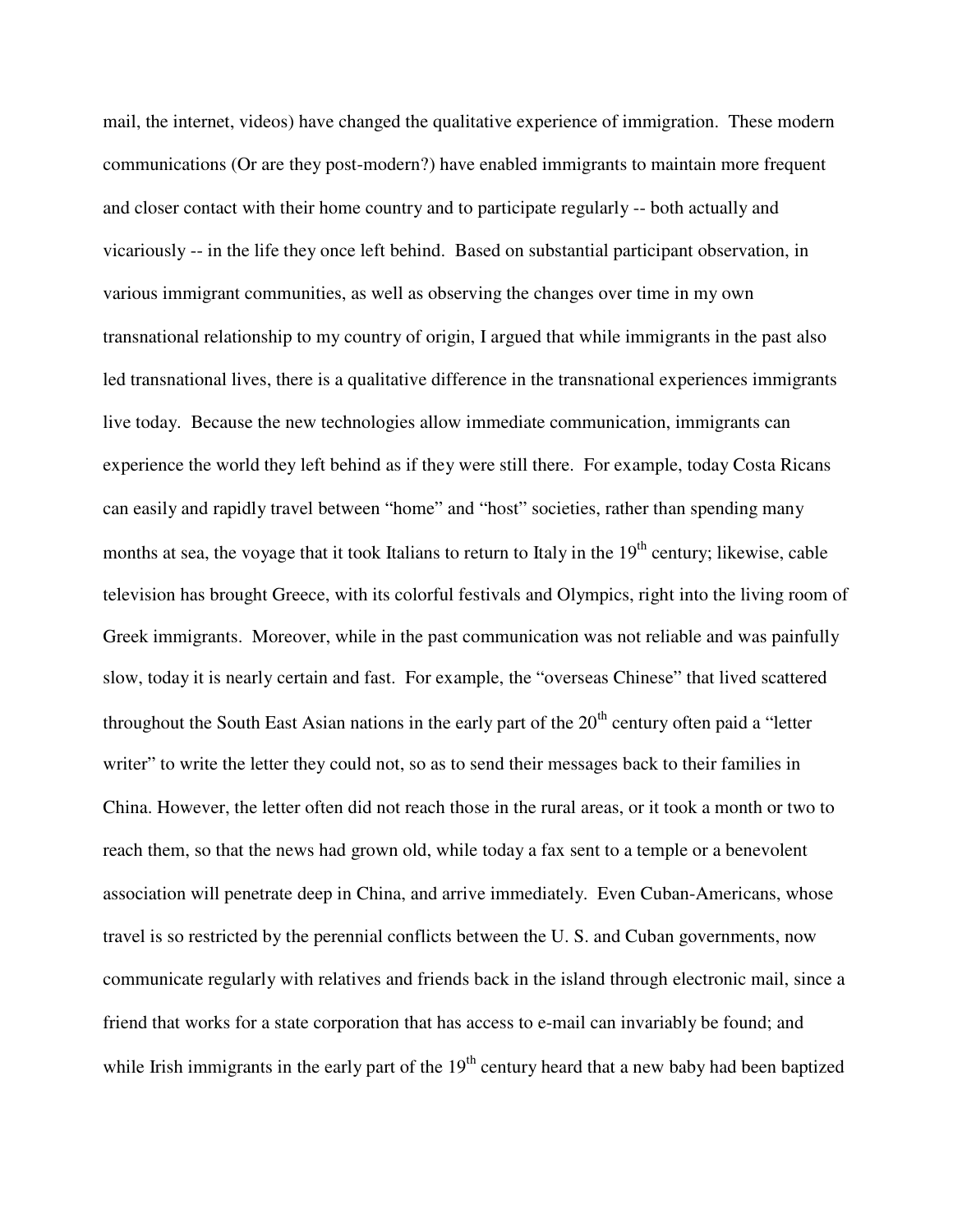mail, the internet, videos) have changed the qualitative experience of immigration. These modern communications (Or are they post-modern?) have enabled immigrants to maintain more frequent and closer contact with their home country and to participate regularly -- both actually and vicariously -- in the life they once left behind. Based on substantial participant observation, in various immigrant communities, as well as observing the changes over time in my own transnational relationship to my country of origin, I argued that while immigrants in the past also led transnational lives, there is a qualitative difference in the transnational experiences immigrants live today. Because the new technologies allow immediate communication, immigrants can experience the world they left behind as if they were still there. For example, today Costa Ricans can easily and rapidly travel between "home" and "host" societies, rather than spending many months at sea, the voyage that it took Italians to return to Italy in the 19th century; likewise, cable television has brought Greece, with its colorful festivals and Olympics, right into the living room of Greek immigrants. Moreover, while in the past communication was not reliable and was painfully slow, today it is nearly certain and fast. For example, the "overseas Chinese" that lived scattered throughout the South East Asian nations in the early part of the 20th century often paid a "letter writer" to write the letter they could not, so as to send their messages back to their families in China. However, the letter often did not reach those in the rural areas, or it took a month or two to reach them, so that the news had grown old, while today a fax sent to a temple or a benevolent association will penetrate deep in China, and arrive immediately. Even Cuban-Americans, whose travel is so restricted by the perennial conflicts between the U. S. and Cuban governments, now communicate regularly with relatives and friends back in the island through electronic mail, since a friend that works for a state corporation that has access to e-mail can invariably be found; and while Irish immigrants in the early part of the 19th century heard that a new baby had been baptized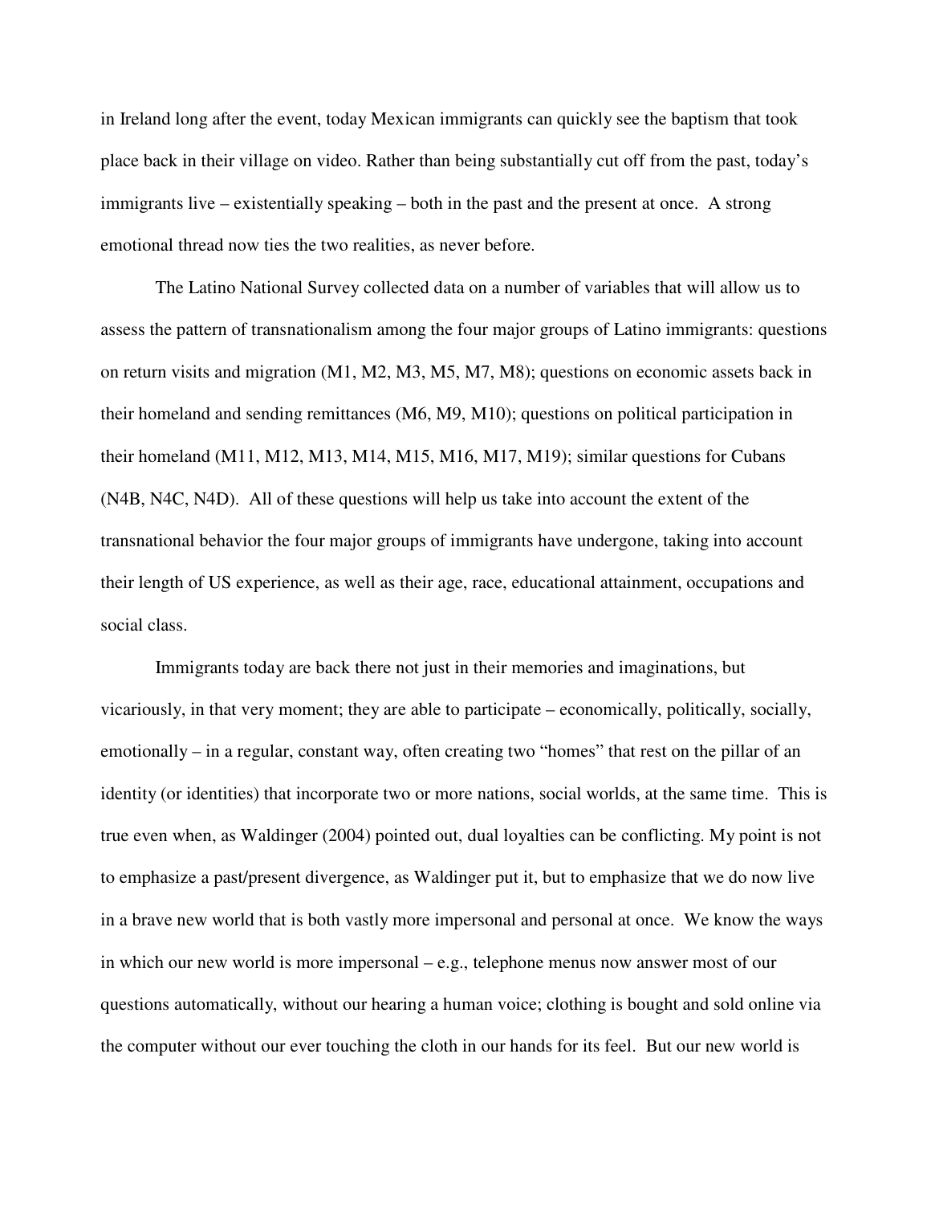in Ireland long after the event, today Mexican immigrants can quickly see the baptism that took place back in their village on video. Rather than being substantially cut off from the past, today's immigrants live – existentially speaking – both in the past and the present at once. A strong emotional thread now ties the two realities, as never before.

The Latino National Survey collected data on a number of variables that will allow us to assess the pattern of transnationalism among the four major groups of Latino immigrants: questions on return visits and migration (M1, M2, M3, M5, M7, M8); questions on economic assets back in their homeland and sending remittances (M6, M9, M10); questions on political participation in their homeland (M11, M12, M13, M14, M15, M16, M17, M19); similar questions for Cubans (N4B, N4C, N4D). All of these questions will help us take into account the extent of the transnational behavior the four major groups of immigrants have undergone, taking into account their length of US experience, as well as their age, race, educational attainment, occupations and social class.

Immigrants today are back there not just in their memories and imaginations, but vicariously, in that very moment; they are able to participate – economically, politically, socially, emotionally – in a regular, constant way, often creating two "homes" that rest on the pillar of an identity (or identities) that incorporate two or more nations, social worlds, at the same time. This is true even when, as Waldinger (2004) pointed out, dual loyalties can be conflicting. My point is not to emphasize a past/present divergence, as Waldinger put it, but to emphasize that we do now live in a brave new world that is both vastly more impersonal and personal at once. We know the ways in which our new world is more impersonal – e.g., telephone menus now answer most of our questions automatically, without our hearing a human voice; clothing is bought and sold online via the computer without our ever touching the cloth in our hands for its feel. But our new world is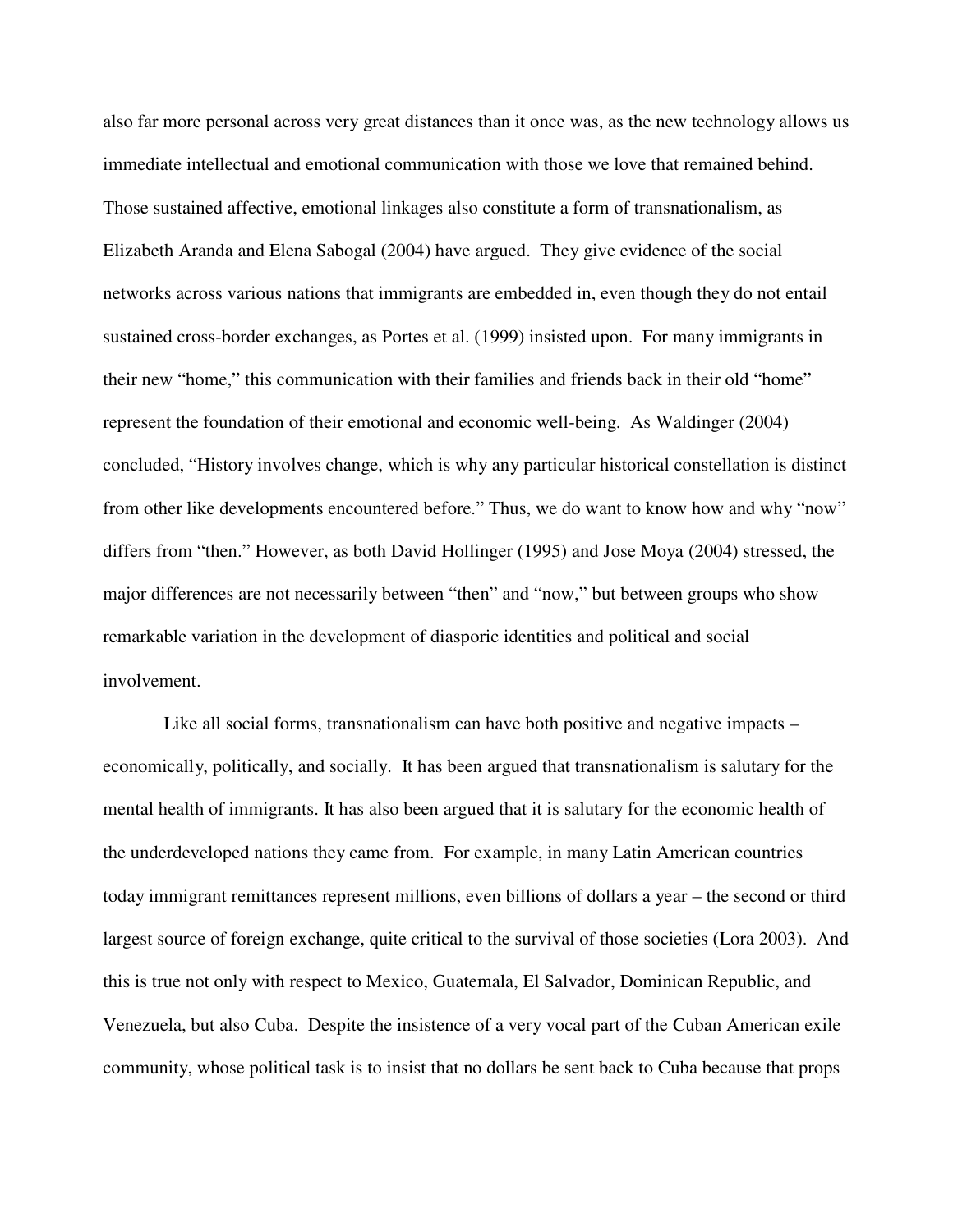also far more personal across very great distances than it once was, as the new technology allows us immediate intellectual and emotional communication with those we love that remained behind. Those sustained affective, emotional linkages also constitute a form of transnationalism, as Elizabeth Aranda and Elena Sabogal (2004) have argued. They give evidence of the social networks across various nations that immigrants are embedded in, even though they do not entail sustained cross-border exchanges, as Portes et al. (1999) insisted upon. For many immigrants in their new "home," this communication with their families and friends back in their old "home" represent the foundation of their emotional and economic well-being. As Waldinger (2004) concluded, "History involves change, which is why any particular historical constellation is distinct from other like developments encountered before." Thus, we do want to know how and why "now" differs from "then." However, as both David Hollinger (1995) and Jose Moya (2004) stressed, the major differences are not necessarily between "then" and "now," but between groups who show remarkable variation in the development of diasporic identities and political and social involvement.

Like all social forms, transnationalism can have both positive and negative impacts – economically, politically, and socially. It has been argued that transnationalism is salutary for the mental health of immigrants. It has also been argued that it is salutary for the economic health of the underdeveloped nations they came from. For example, in many Latin American countries today immigrant remittances represent millions, even billions of dollars a year – the second or third largest source of foreign exchange, quite critical to the survival of those societies (Lora 2003). And this is true not only with respect to Mexico, Guatemala, El Salvador, Dominican Republic, and Venezuela, but also Cuba. Despite the insistence of a very vocal part of the Cuban American exile community, whose political task is to insist that no dollars be sent back to Cuba because that props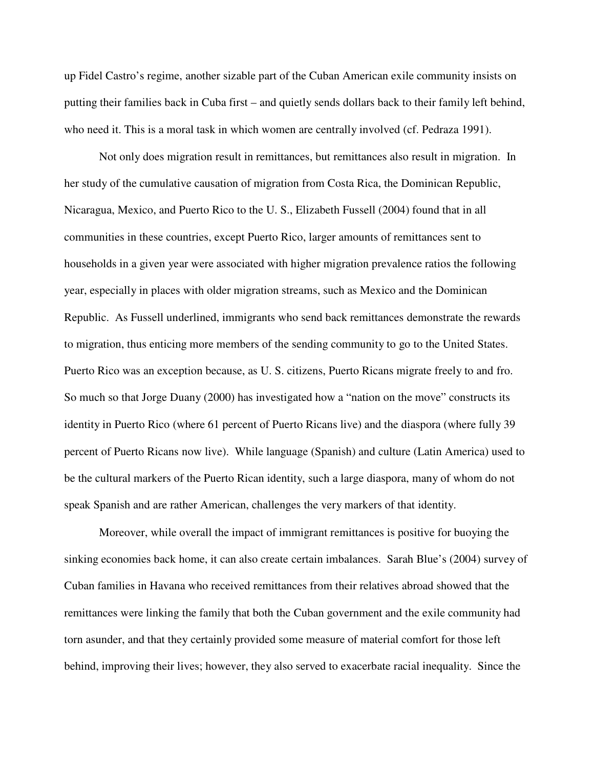up Fidel Castro's regime, another sizable part of the Cuban American exile community insists on putting their families back in Cuba first – and quietly sends dollars back to their family left behind, who need it. This is a moral task in which women are centrally involved (cf. Pedraza 1991).

Not only does migration result in remittances, but remittances also result in migration. In her study of the cumulative causation of migration from Costa Rica, the Dominican Republic, Nicaragua, Mexico, and Puerto Rico to the U. S., Elizabeth Fussell (2004) found that in all communities in these countries, except Puerto Rico, larger amounts of remittances sent to households in a given year were associated with higher migration prevalence ratios the following year, especially in places with older migration streams, such as Mexico and the Dominican Republic. As Fussell underlined, immigrants who send back remittances demonstrate the rewards to migration, thus enticing more members of the sending community to go to the United States. Puerto Rico was an exception because, as U. S. citizens, Puerto Ricans migrate freely to and fro. So much so that Jorge Duany (2000) has investigated how a "nation on the move" constructs its identity in Puerto Rico (where 61 percent of Puerto Ricans live) and the diaspora (where fully 39 percent of Puerto Ricans now live). While language (Spanish) and culture (Latin America) used to be the cultural markers of the Puerto Rican identity, such a large diaspora, many of whom do not speak Spanish and are rather American, challenges the very markers of that identity.

Moreover, while overall the impact of immigrant remittances is positive for buoying the sinking economies back home, it can also create certain imbalances. Sarah Blue's (2004) survey of Cuban families in Havana who received remittances from their relatives abroad showed that the remittances were linking the family that both the Cuban government and the exile community had torn asunder, and that they certainly provided some measure of material comfort for those left behind, improving their lives; however, they also served to exacerbate racial inequality. Since the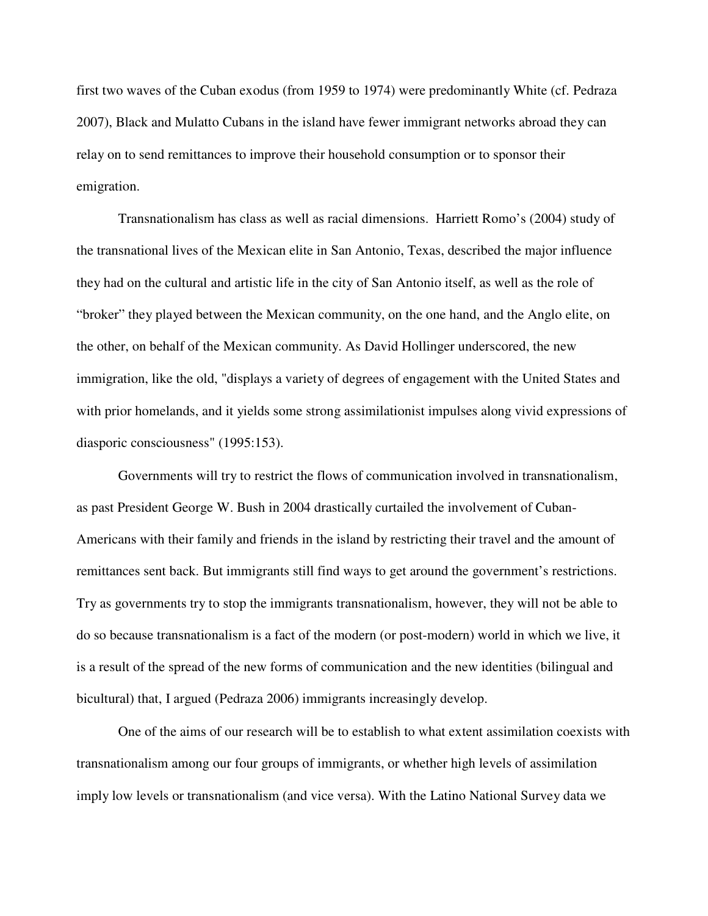first two waves of the Cuban exodus (from 1959 to 1974) were predominantly White (cf. Pedraza 2007), Black and Mulatto Cubans in the island have fewer immigrant networks abroad they can relay on to send remittances to improve their household consumption or to sponsor their emigration.

Transnationalism has class as well as racial dimensions. Harriett Romo's (2004) study of the transnational lives of the Mexican elite in San Antonio, Texas, described the major influence they had on the cultural and artistic life in the city of San Antonio itself, as well as the role of "broker" they played between the Mexican community, on the one hand, and the Anglo elite, on the other, on behalf of the Mexican community. As David Hollinger underscored, the new immigration, like the old, "displays a variety of degrees of engagement with the United States and with prior homelands, and it yields some strong assimilationist impulses along vivid expressions of diasporic consciousness" (1995:153).

Governments will try to restrict the flows of communication involved in transnationalism, as past President George W. Bush in 2004 drastically curtailed the involvement of Cuban-Americans with their family and friends in the island by restricting their travel and the amount of remittances sent back. But immigrants still find ways to get around the government's restrictions. Try as governments try to stop the immigrants transnationalism, however, they will not be able to do so because transnationalism is a fact of the modern (or post-modern) world in which we live, it is a result of the spread of the new forms of communication and the new identities (bilingual and bicultural) that, I argued (Pedraza 2006) immigrants increasingly develop.

One of the aims of our research will be to establish to what extent assimilation coexists with transnationalism among our four groups of immigrants, or whether high levels of assimilation imply low levels or transnationalism (and vice versa). With the Latino National Survey data we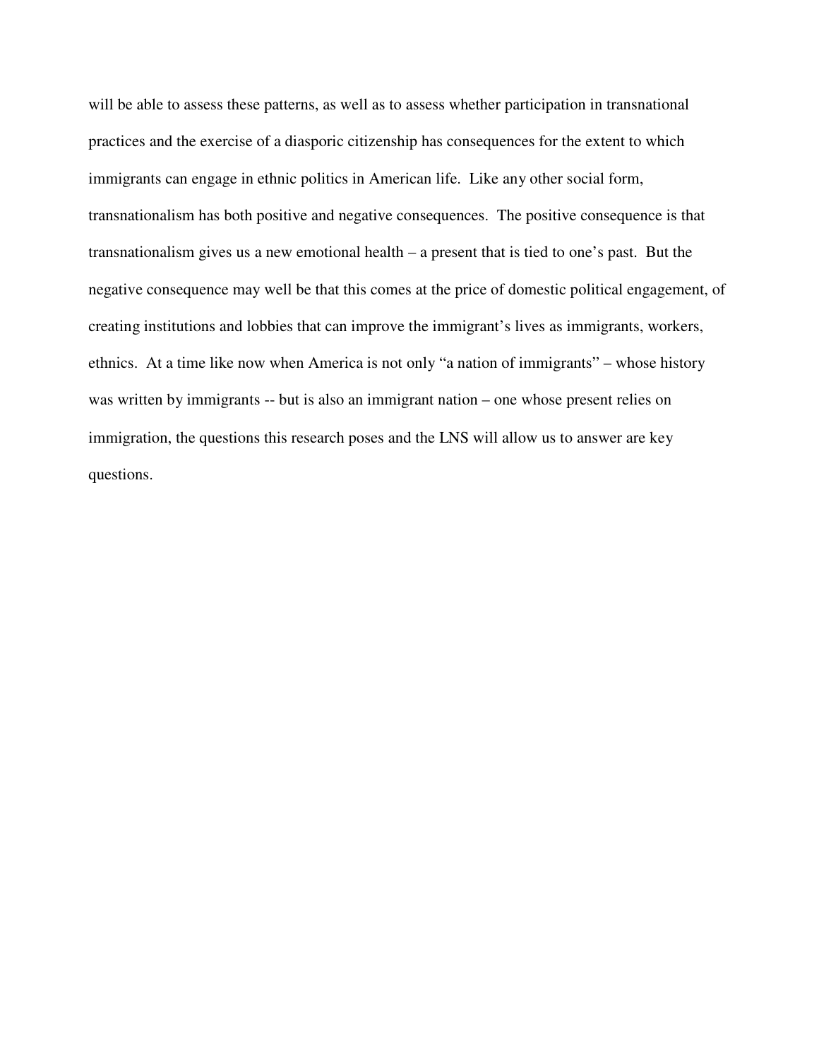will be able to assess these patterns, as well as to assess whether participation in transnational practices and the exercise of a diasporic citizenship has consequences for the extent to which immigrants can engage in ethnic politics in American life. Like any other social form, transnationalism has both positive and negative consequences. The positive consequence is that transnationalism gives us a new emotional health – a present that is tied to one's past. But the negative consequence may well be that this comes at the price of domestic political engagement, of creating institutions and lobbies that can improve the immigrant's lives as immigrants, workers, ethnics. At a time like now when America is not only "a nation of immigrants" – whose history was written by immigrants -- but is also an immigrant nation – one whose present relies on immigration, the questions this research poses and the LNS will allow us to answer are key questions.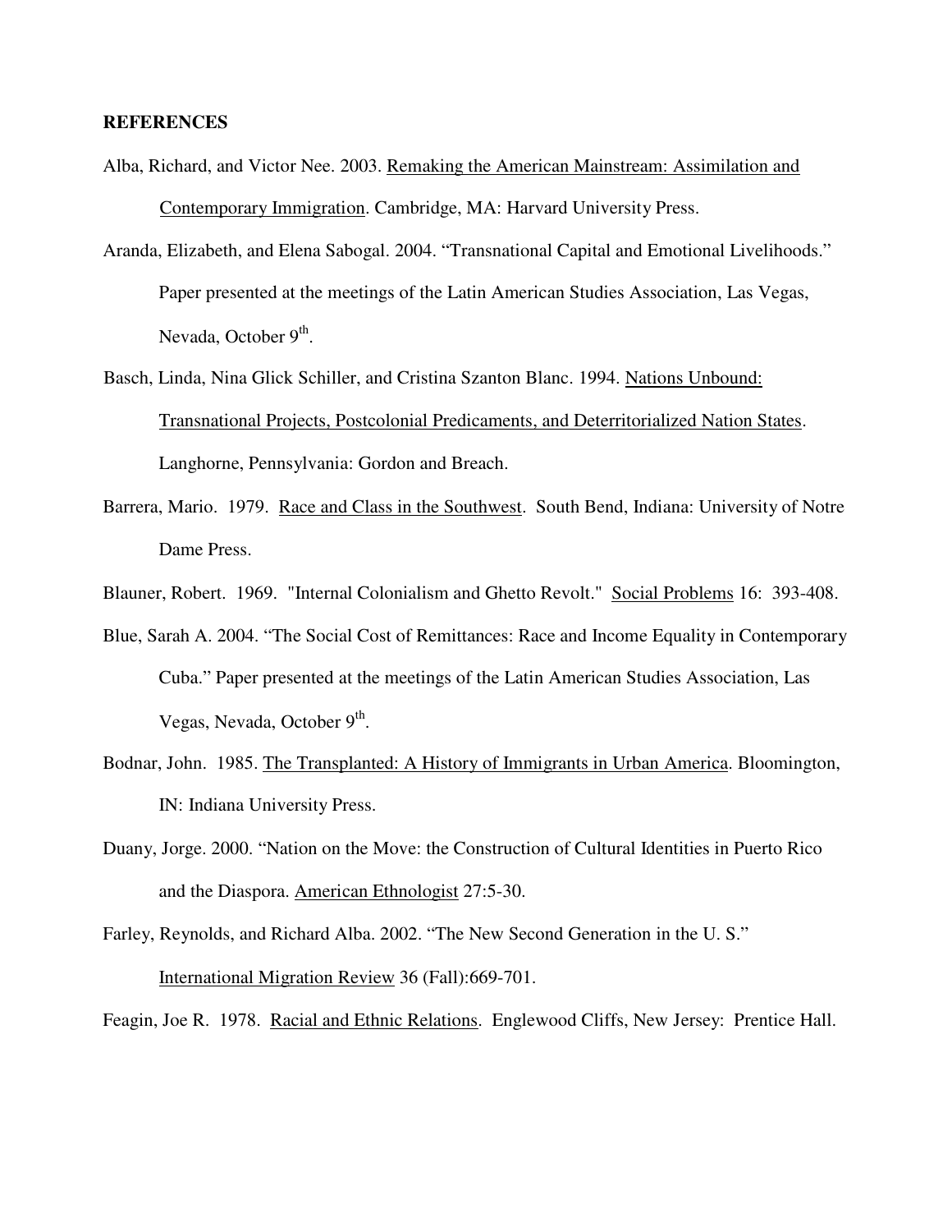**REFERENCES**

Alba, Richard, and Victor Nee. 2003. Remaking the American Mainstream: Assimilation and Contemporary Immigration. Cambridge, MA: Harvard University Press.

Aranda, Elizabeth, and Elena Sabogal. 2004. "Transnational Capital and Emotional Livelihoods." Paper presented at the meetings of the Latin American Studies Association, Las Vegas, Nevada, October 9th.

Basch, Linda, Nina Glick Schiller, and Cristina Szanton Blanc. 1994. Nations Unbound: Transnational Projects, Postcolonial Predicaments, and Deterritorialized Nation States. Langhorne, Pennsylvania: Gordon and Breach.

Barrera, Mario. 1979. Race and Class in the Southwest. South Bend, Indiana: University of Notre Dame Press.

Blauner, Robert. 1969. "Internal Colonialism and Ghetto Revolt." Social Problems 16: 393-408.

Blue, Sarah A. 2004. "The Social Cost of Remittances: Race and Income Equality in Contemporary Cuba." Paper presented at the meetings of the Latin American Studies Association, Las Vegas, Nevada, October 9th.

Bodnar, John. 1985. The Transplanted: A History of Immigrants in Urban America. Bloomington, IN: Indiana University Press.

Duany, Jorge. 2000. "Nation on the Move: the Construction of Cultural Identities in Puerto Rico and the Diaspora. American Ethnologist 27:5-30.

Farley, Reynolds, and Richard Alba. 2002. "The New Second Generation in the U. S." International Migration Review 36 (Fall):669-701.

Feagin, Joe R. 1978. Racial and Ethnic Relations. Englewood Cliffs, New Jersey: Prentice Hall.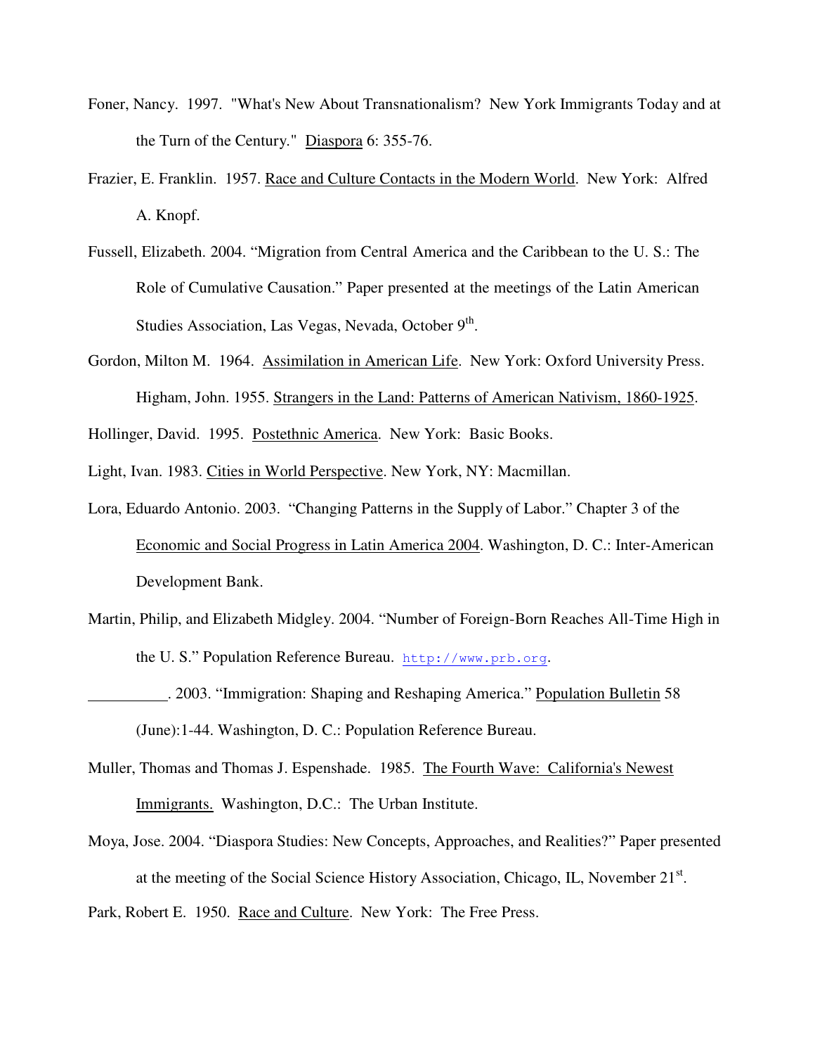Foner, Nancy. 1997. "What's New About Transnationalism? New York Immigrants Today and at the Turn of the Century." Diaspora 6: 355-76.

Frazier, E. Franklin. 1957. Race and Culture Contacts in the Modern World. New York: Alfred A. Knopf.

Fussell, Elizabeth. 2004. "Migration from Central America and the Caribbean to the U. S.: The Role of Cumulative Causation." Paper presented at the meetings of the Latin American Studies Association, Las Vegas, Nevada, October 9th.

Gordon, Milton M. 1964. Assimilation in American Life. New York: Oxford University Press. Higham, John. 1955. Strangers in the Land: Patterns of American Nativism, 1860-1925.

Hollinger, David. 1995. Postethnic America. New York: Basic Books.

Light, Ivan. 1983. Cities in World Perspective. New York, NY: Macmillan.

Lora, Eduardo Antonio. 2003. "Changing Patterns in the Supply of Labor." Chapter 3 of the Economic and Social Progress in Latin America 2004. Washington, D. C.: Inter-American Development Bank.

Martin, Philip, and Elizabeth Midgley. 2004. "Number of Foreign-Born Reaches All-Time High in the U. S." Population Reference Bureau. http://www.prb.org.

__________. 2003. "Immigration: Shaping and Reshaping America." Population Bulletin 58 (June):1-44. Washington, D. C.: Population Reference Bureau.

Muller, Thomas and Thomas J. Espenshade. 1985. The Fourth Wave: California's Newest Immigrants. Washington, D.C.: The Urban Institute.

Moya, Jose. 2004. "Diaspora Studies: New Concepts, Approaches, and Realities?" Paper presented at the meeting of the Social Science History Association, Chicago, IL, November 21st.

Park, Robert E. 1950. Race and Culture. New York: The Free Press.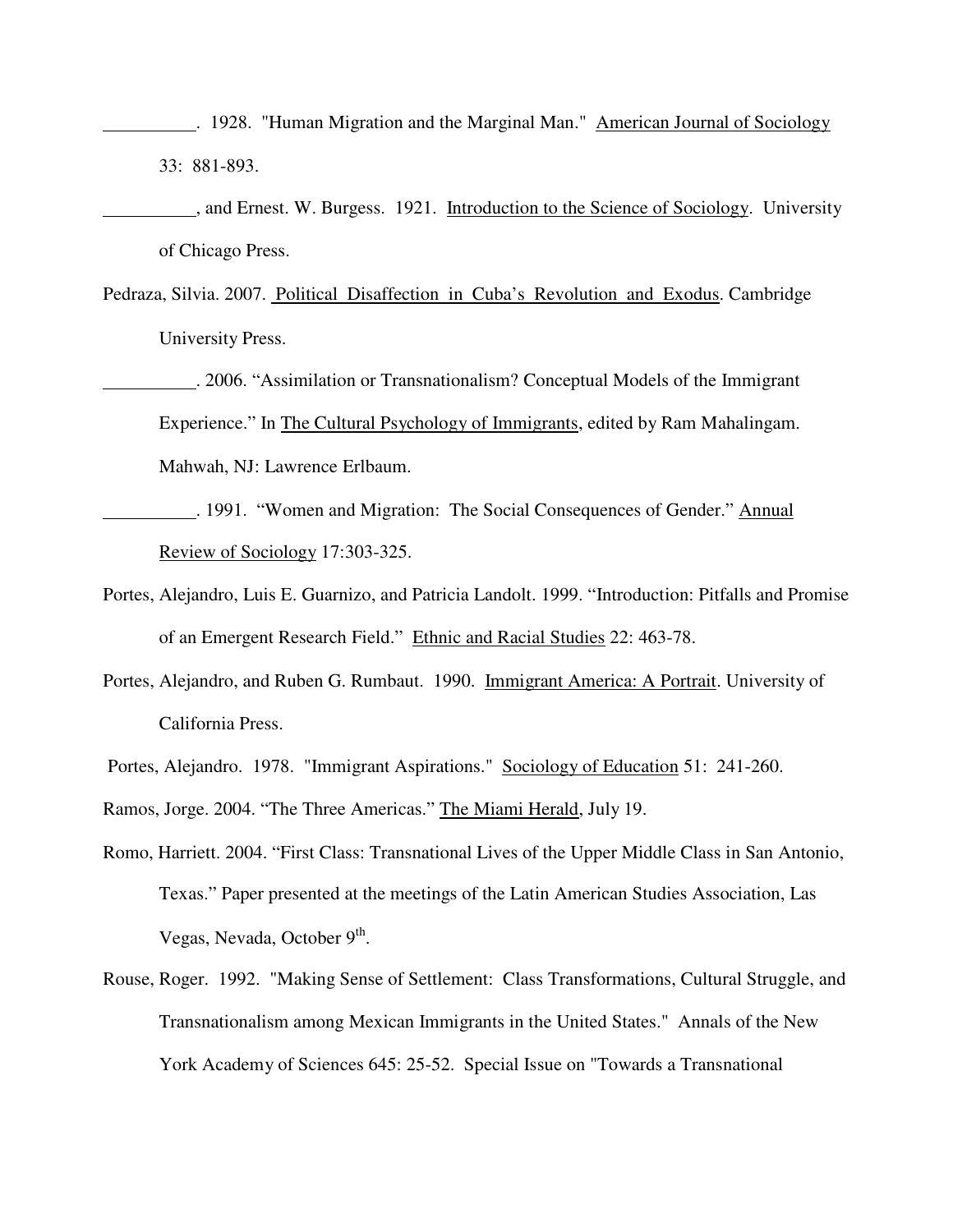__________. 1928. "Human Migration and the Marginal Man." American Journal of Sociology 33: 881-893.

__________, and Ernest. W. Burgess. 1921. Introduction to the Science of Sociology. University of Chicago Press.

Pedraza, Silvia. 2007. Political Disaffection in Cuba's Revolution and Exodus. Cambridge University Press.

__________. 2006. "Assimilation or Transnationalism? Conceptual Models of the Immigrant Experience." In The Cultural Psychology of Immigrants, edited by Ram Mahalingam. Mahwah, NJ: Lawrence Erlbaum.

__________. 1991. "Women and Migration: The Social Consequences of Gender." Annual Review of Sociology 17:303-325.

Portes, Alejandro, Luis E. Guarnizo, and Patricia Landolt. 1999. "Introduction: Pitfalls and Promise of an Emergent Research Field." Ethnic and Racial Studies 22: 463-78.

Portes, Alejandro, and Ruben G. Rumbaut. 1990. Immigrant America: A Portrait. University of California Press.

Portes, Alejandro. 1978. "Immigrant Aspirations." Sociology of Education 51: 241-260.

Ramos, Jorge. 2004. "The Three Americas." The Miami Herald, July 19.

Romo, Harriett. 2004. "First Class: Transnational Lives of the Upper Middle Class in San Antonio, Texas." Paper presented at the meetings of the Latin American Studies Association, Las Vegas, Nevada, October 9th.

Rouse, Roger. 1992. "Making Sense of Settlement: Class Transformations, Cultural Struggle, and Transnationalism among Mexican Immigrants in the United States." Annals of the New York Academy of Sciences 645: 25-52. Special Issue on "Towards a Transnational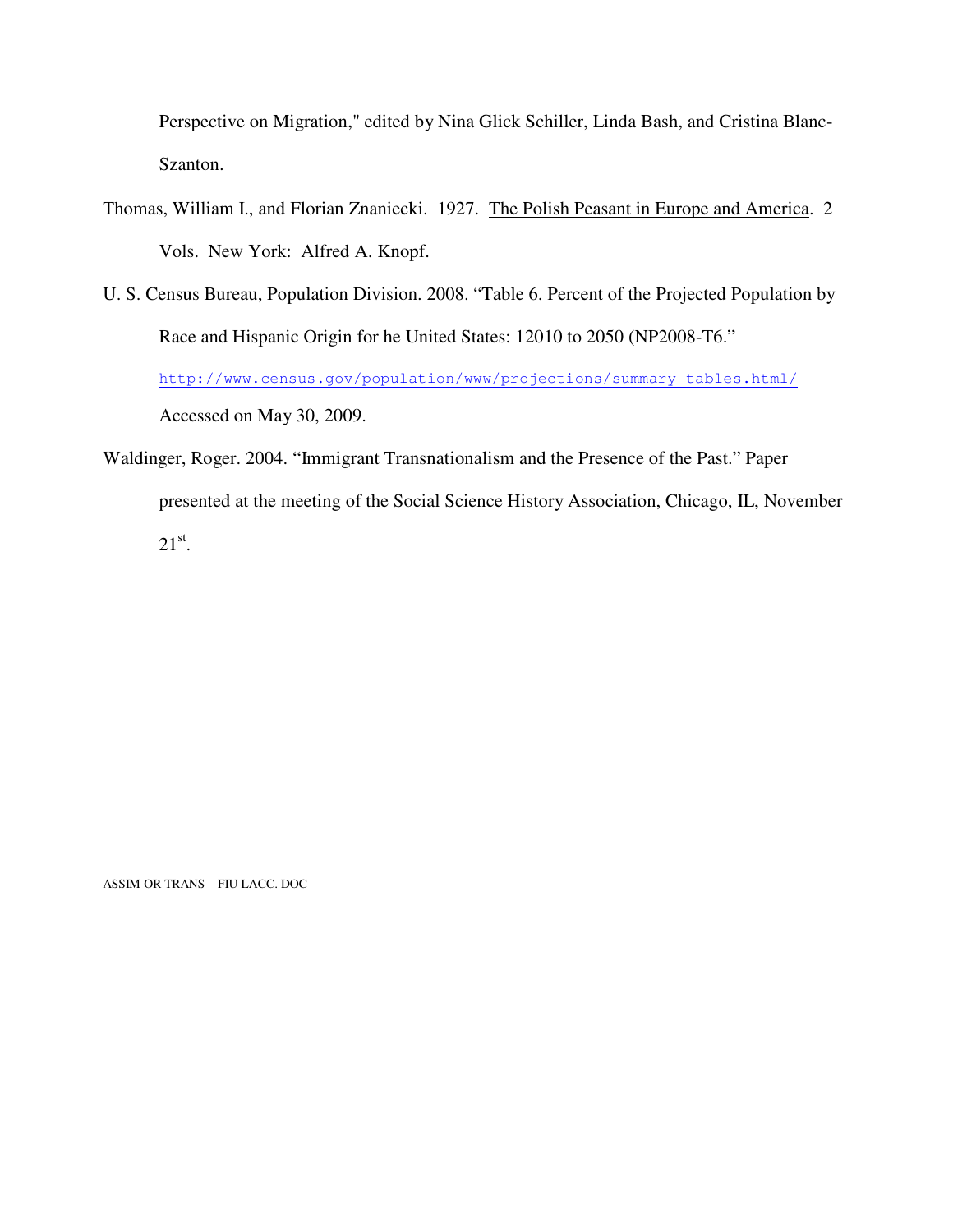Perspective on Migration," edited by Nina Glick Schiller, Linda Bash, and Cristina Blanc-Szanton.

Thomas, William I., and Florian Znaniecki. 1927. The Polish Peasant in Europe and America. 2 Vols. New York: Alfred A. Knopf.

U. S. Census Bureau, Population Division. 2008. "Table 6. Percent of the Projected Population by Race and Hispanic Origin for he United States: 12010 to 2050 (NP2008-T6." http://www.census.gov/population/www/projections/summary tables.html/ Accessed on May 30, 2009.

Waldinger, Roger. 2004. "Immigrant Transnationalism and the Presence of the Past." Paper presented at the meeting of the Social Science History Association, Chicago, IL, November 21st.

ASSIM OR TRANS – FIU LACC. DOC